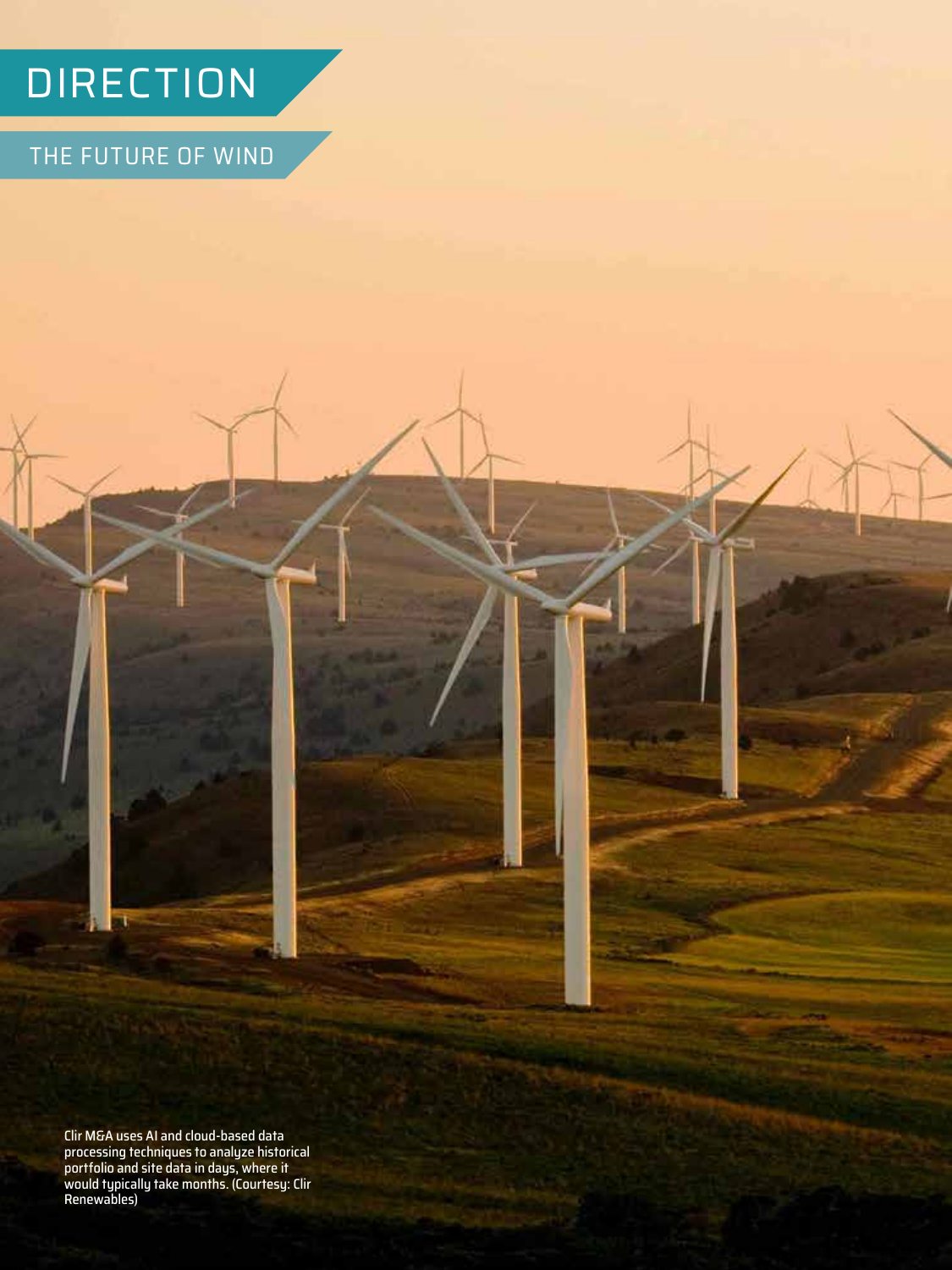# DIRECTION

## THE FUTURE OF WIND

Clir M&A uses AI and cloud-based data processing techniques to analyze historical portfolio and site data in days, where it would typically take months. (Courtesy: Clir Renewables)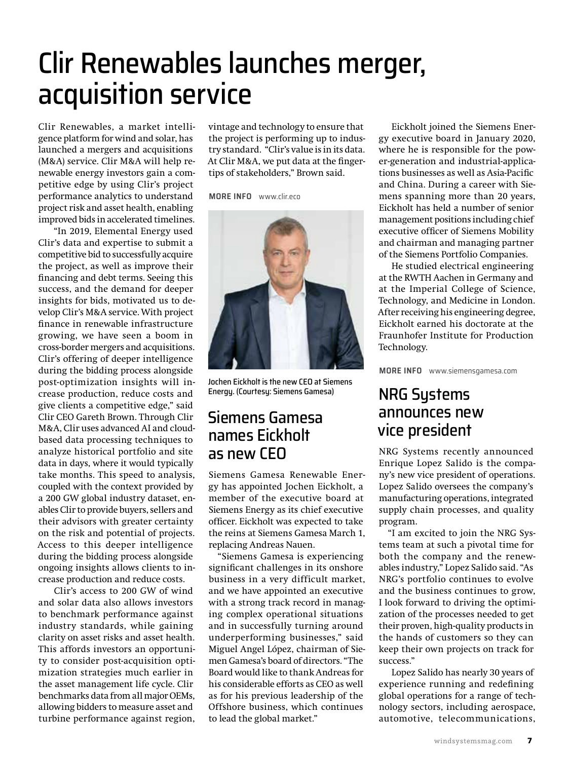# Clir Renewables launches merger, acquisition service

Clir Renewables, a market intelligence platform for wind and solar, has launched a mergers and acquisitions (M&A) service. Clir M&A will help renewable energy investors gain a competitive edge by using Clir's project performance analytics to understand project risk and asset health, enabling improved bids in accelerated timelines.

"In 2019, Elemental Energy used Clir's data and expertise to submit a competitive bid to successfully acquire the project, as well as improve their financing and debt terms. Seeing this success, and the demand for deeper insights for bids, motivated us to develop Clir's M&A service. With project finance in renewable infrastructure growing, we have seen a boom in cross-border mergers and acquisitions. Clir's offering of deeper intelligence during the bidding process alongside post-optimization insights will increase production, reduce costs and give clients a competitive edge," said Clir CEO Gareth Brown. Through Clir M&A, Clir uses advanced AI and cloud-based data processing techniques to analyze historical portfolio and site data in days, where it would typically take months. This speed to analysis, coupled with the context provided by a 200 GW global industry dataset, enables Clir to provide buyers, sellers and their advisors with greater certainty on the risk and potential of projects. Access to this deeper intelligence during the bidding process alongside ongoing insights allows clients to increase production and reduce costs.

Clir's access to 200 GW of wind and solar data also allows investors to benchmark performance against industry standards, while gaining clarity on asset risks and asset health. This affords investors an opportunity to consider post-acquisition optimization strategies much earlier in the asset management life cycle. Clir benchmarks data from all major OEMs, allowing bidders to measure asset and turbine performance against region, vintage and technology to ensure that the project is performing up to industry standard. "Clir's value is in its data. At Clir M&A, we put data at the fingertips of stakeholders," Brown said.

**MORE INFO** www.clir.eco

Jochen Eickholt is the new CEO at Siemens Energy. (Courtesy: Siemens Gamesa)

## Siemens Gamesa names Eickholt as new CEO

Siemens Gamesa Renewable Energy has appointed Jochen Eickholt, a member of the executive board at Siemens Energy as its chief executive officer. Eickholt was expected to take the reins at Siemens Gamesa March 1, replacing Andreas Nauen.

"Siemens Gamesa is experiencing significant challenges in its onshore business in a very difficult market, and we have appointed an executive with a strong track record in managing complex operational situations and in successfully turning around underperforming businesses," said Miguel Angel López, chairman of Siemen Gamesa's board of directors. "The Board would like to thank Andreas for his considerable efforts as CEO as well as for his previous leadership of the Offshore business, which continues to lead the global market."

Eickholt joined the Siemens Energy executive board in January 2020, where he is responsible for the power-generation and industrial-applications businesses as well as Asia-Pacific and China. During a career with Siemens spanning more than 20 years, Eickholt has held a number of senior management positions including chief executive officer of Siemens Mobility and chairman and managing partner of the Siemens Portfolio Companies.

He studied electrical engineering at the RWTH Aachen in Germany and at the Imperial College of Science, Technology, and Medicine in London. After receiving his engineering degree, Eickholt earned his doctorate at the Fraunhofer Institute for Production Technology.

**MORE INFO** www.siemensgamesa.com

## NRG Systems announces new vice president

NRG Systems recently announced Enrique Lopez Salido is the company's new vice president of operations. Lopez Salido oversees the company's manufacturing operations, integrated supply chain processes, and quality program.

"I am excited to join the NRG Systems team at such a pivotal time for both the company and the renewables industry," Lopez Salido said. "As NRG's portfolio continues to evolve and the business continues to grow, I look forward to driving the optimization of the processes needed to get their proven, high-quality products in the hands of customers so they can keep their own projects on track for success."

Lopez Salido has nearly 30 years of experience running and redefining global operations for a range of technology sectors, including aerospace, automotive, telecommunications,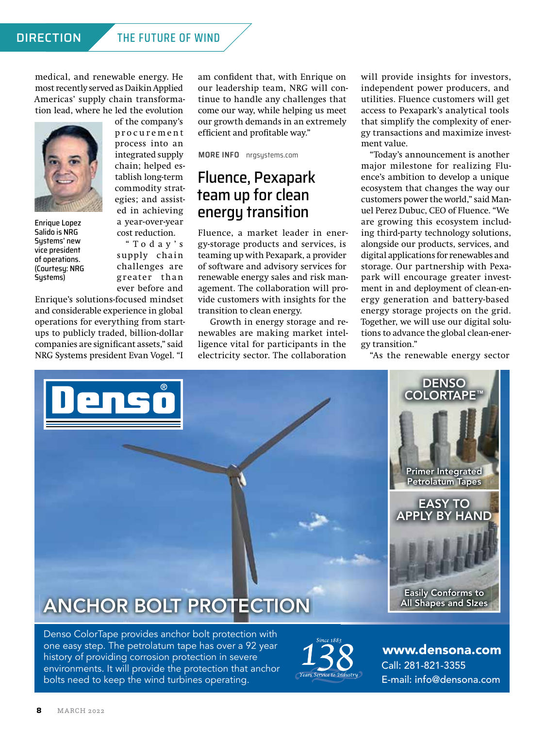medical, and renewable energy. He most recently served as Daikin Applied Americas' supply chain transformation lead, where he led the evolution of the company's procurement process into an integrated supply chain; helped establish long-term commodity strategies; and assisted in achieving a year-over-year cost reduction.

Enrique Lopez Salido is NRG Systems' new vice president of operations. (Courtesy: NRG Systems)

"Today's supply chain challenges are greater than ever before and Enrique's solutions-focused mindset and considerable experience in global operations for everything from startups to publicly traded, billion-dollar companies are significant assets," said NRG Systems president Evan Vogel. "I am confident that, with Enrique on our leadership team, NRG will continue to handle any challenges that come our way, while helping us meet our growth demands in an extremely efficient and profitable way."

**MORE INFO** nrgsystems.com

## Fluence, Pexapark team up for clean energy transition

Fluence, a market leader in energy-storage products and services, is teaming up with Pexapark, a provider of software and advisory services for renewable energy sales and risk management. The collaboration will provide customers with insights for the transition to clean energy.

Growth in energy storage and renewables are making market intelligence vital for participants in the electricity sector. The collaboration will provide insights for investors, independent power producers, and utilities. Fluence customers will get access to Pexapark's analytical tools that simplify the complexity of energy transactions and maximize investment value.

"Today's announcement is another major milestone for realizing Fluence's ambition to develop a unique ecosystem that changes the way our customers power the world," said Manuel Perez Dubuc, CEO of Fluence. "We are growing this ecosystem including third-party technology solutions, alongside our products, services, and digital applications for renewables and storage. Our partnership with Pexapark will encourage greater investment in and deployment of clean-energy generation and battery-based energy storage projects on the grid. Together, we will use our digital solutions to advance the global clean-energy transition."

"As the renewable energy sector

Denso®

ANCHOR BOLT PROTECTION

DENSO COLORTAPE™

Primer Integrated Petrolatum Tapes

EASY TO APPLY BY HAND

Easily Conforms to All Shapes and Sizes

Denso ColorTape provides anchor bolt protection with one easy step. The petrolatum tape has over a 92 year history of providing corrosion protection in severe environments. It will provide the protection that anchor bolts need to keep the wind turbines operating.

Since 1883 138 Years Service to Industry

www.densona.com
Call: 281-821-3355
E-mail: info@densona.com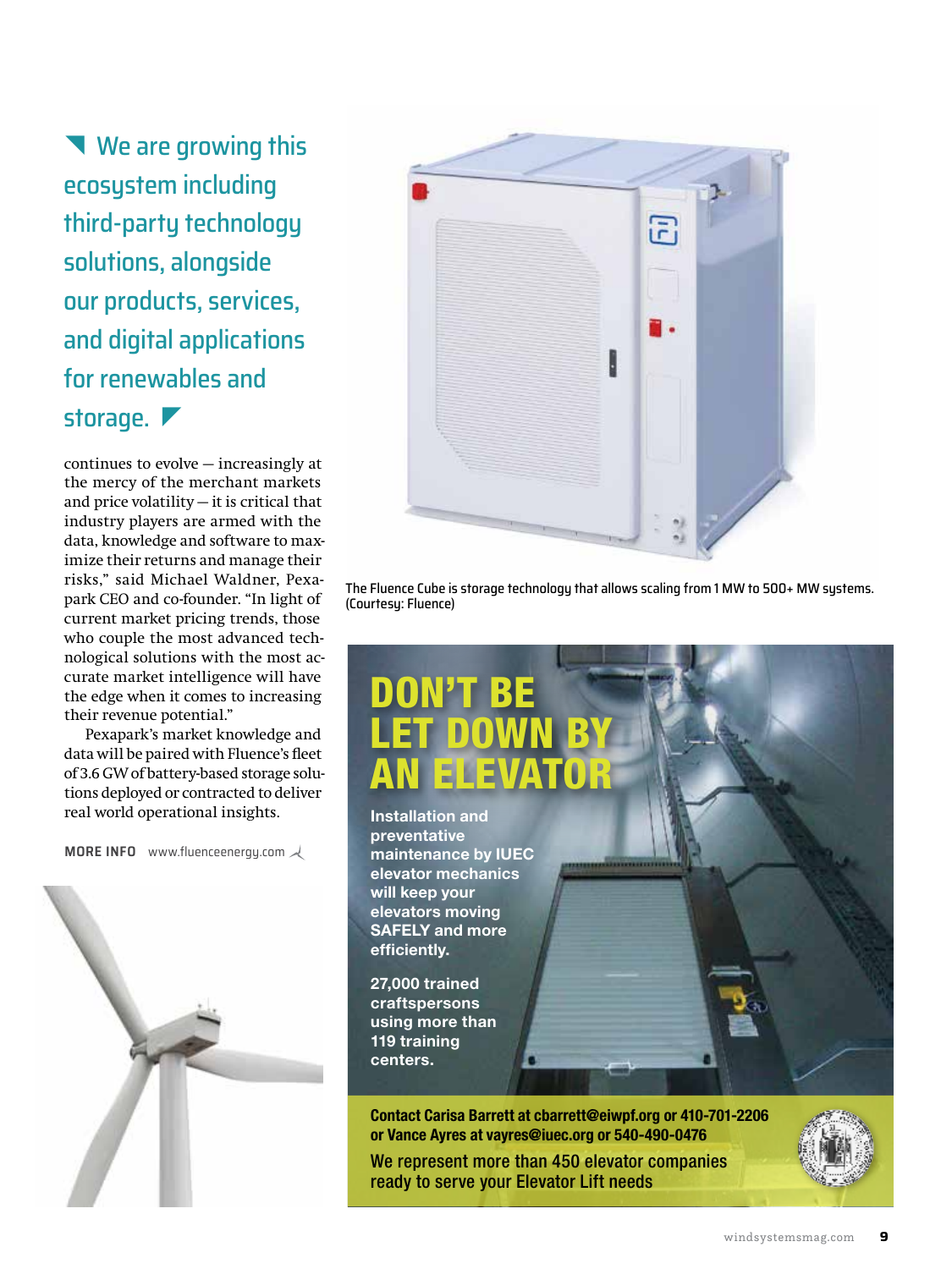We are growing this ecosystem including third-party technology solutions, alongside our products, services, and digital applications for renewables and storage.

continues to evolve — increasingly at the mercy of the merchant markets and price volatility — it is critical that industry players are armed with the data, knowledge and software to maximize their returns and manage their risks," said Michael Waldner, Pexapark CEO and co-founder. "In light of current market pricing trends, those who couple the most advanced technological solutions with the most accurate market intelligence will have the edge when it comes to increasing their revenue potential."

Pexapark's market knowledge and data will be paired with Fluence's fleet of 3.6 GW of battery-based storage solutions deployed or contracted to deliver real world operational insights.

**MORE INFO** www.fluenceenergy.com

The Fluence Cube is storage technology that allows scaling from 1 MW to 500+ MW systems. (Courtesy: Fluence)

**DON'T BE LET DOWN BY AN ELEVATOR**

**Installation and preventative maintenance by IUEC elevator mechanics will keep your elevators moving SAFELY and more efficiently.**

**27,000 trained craftspersons using more than 119 training centers.**

**Contact Carisa Barrett at cbarrett@eiwpf.org or 410-701-2206 or Vance Ayres at vayres@iuec.org or 540-490-0476**

We represent more than 450 elevator companies ready to serve your Elevator Lift needs